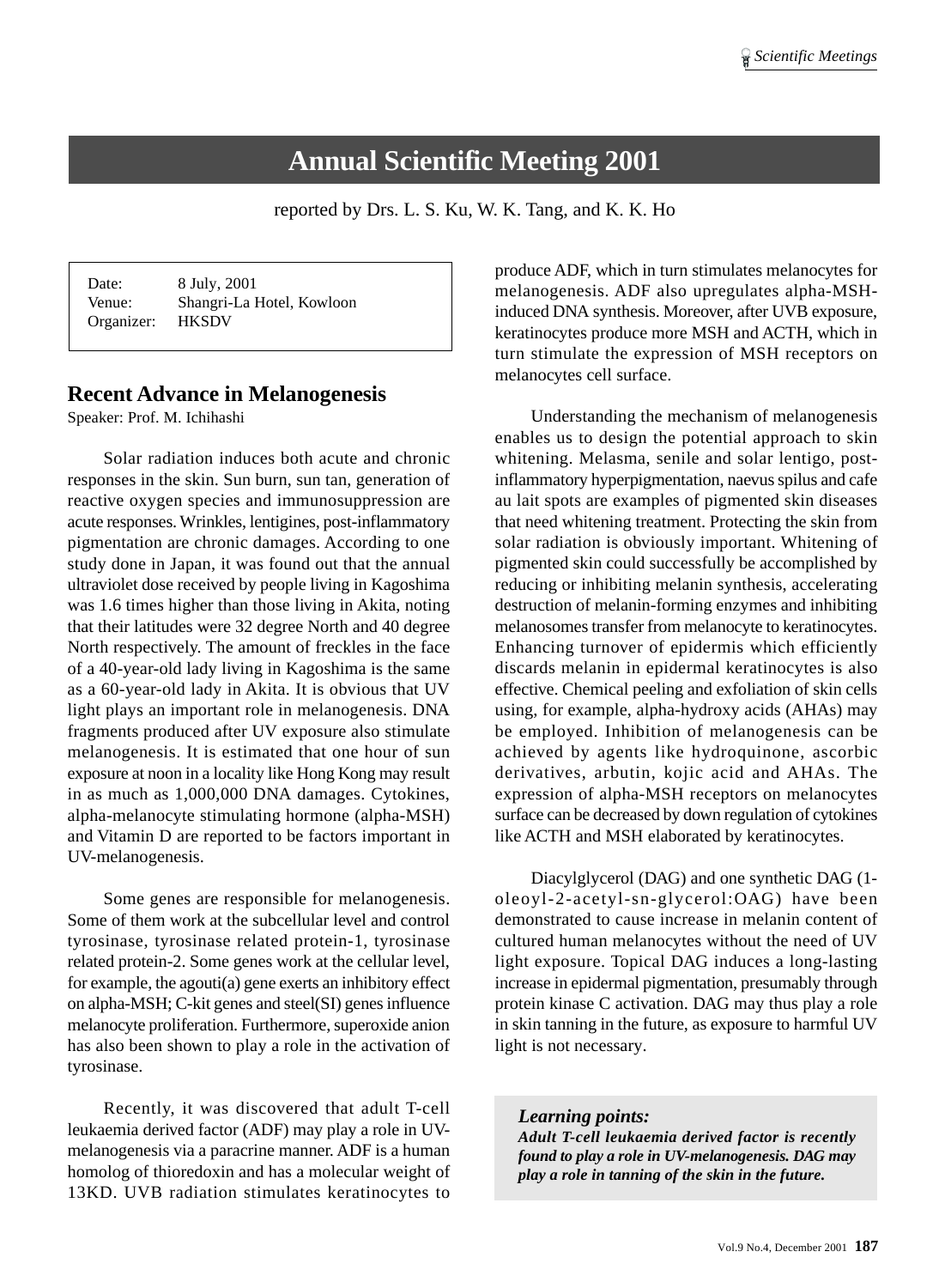# Annual Scientific Meeting 2001

reported by Drs. L. S. Ku, W. K. Tang, and K. K. Ho

Date: 8 July, 2001
Venue: Shangri-La Hotel, Kowloon
Organizer: HKSDV

## Recent Advance in Melanogenesis

Speaker: Prof. M. Ichihashi

Solar radiation induces both acute and chronic responses in the skin. Sun burn, sun tan, generation of reactive oxygen species and immunosuppression are acute responses. Wrinkles, lentigines, post-inflammatory pigmentation are chronic damages. According to one study done in Japan, it was found out that the annual ultraviolet dose received by people living in Kagoshima was 1.6 times higher than those living in Akita, noting that their latitudes were 32 degree North and 40 degree North respectively. The amount of freckles in the face of a 40-year-old lady living in Kagoshima is the same as a 60-year-old lady in Akita. It is obvious that UV light plays an important role in melanogenesis. DNA fragments produced after UV exposure also stimulate melanogenesis. It is estimated that one hour of sun exposure at noon in a locality like Hong Kong may result in as much as 1,000,000 DNA damages. Cytokines, alpha-melanocyte stimulating hormone (alpha-MSH) and Vitamin D are reported to be factors important in UV-melanogenesis.

Some genes are responsible for melanogenesis. Some of them work at the subcellular level and control tyrosinase, tyrosinase related protein-1, tyrosinase related protein-2. Some genes work at the cellular level, for example, the agouti(a) gene exerts an inhibitory effect on alpha-MSH; C-kit genes and steel(SI) genes influence melanocyte proliferation. Furthermore, superoxide anion has also been shown to play a role in the activation of tyrosinase.

Recently, it was discovered that adult T-cell leukaemia derived factor (ADF) may play a role in UV-melanogenesis via a paracrine manner. ADF is a human homolog of thioredoxin and has a molecular weight of 13KD. UVB radiation stimulates keratinocytes to produce ADF, which in turn stimulates melanocytes for melanogenesis. ADF also upregulates alpha-MSH-induced DNA synthesis. Moreover, after UVB exposure, keratinocytes produce more MSH and ACTH, which in turn stimulate the expression of MSH receptors on melanocytes cell surface.

Understanding the mechanism of melanogenesis enables us to design the potential approach to skin whitening. Melasma, senile and solar lentigo, post-inflammatory hyperpigmentation, naevus spilus and cafe au lait spots are examples of pigmented skin diseases that need whitening treatment. Protecting the skin from solar radiation is obviously important. Whitening of pigmented skin could successfully be accomplished by reducing or inhibiting melanin synthesis, accelerating destruction of melanin-forming enzymes and inhibiting melanosomes transfer from melanocyte to keratinocytes. Enhancing turnover of epidermis which efficiently discards melanin in epidermal keratinocytes is also effective. Chemical peeling and exfoliation of skin cells using, for example, alpha-hydroxy acids (AHAs) may be employed. Inhibition of melanogenesis can be achieved by agents like hydroquinone, ascorbic derivatives, arbutin, kojic acid and AHAs. The expression of alpha-MSH receptors on melanocytes surface can be decreased by down regulation of cytokines like ACTH and MSH elaborated by keratinocytes.

Diacylglycerol (DAG) and one synthetic DAG (1-oleoyl-2-acetyl-sn-glycerol:OAG) have been demonstrated to cause increase in melanin content of cultured human melanocytes without the need of UV light exposure. Topical DAG induces a long-lasting increase in epidermal pigmentation, presumably through protein kinase C activation. DAG may thus play a role in skin tanning in the future, as exposure to harmful UV light is not necessary.

***Learning points:***

***Adult T-cell leukaemia derived factor is recently found to play a role in UV-melanogenesis. DAG may play a role in tanning of the skin in the future.***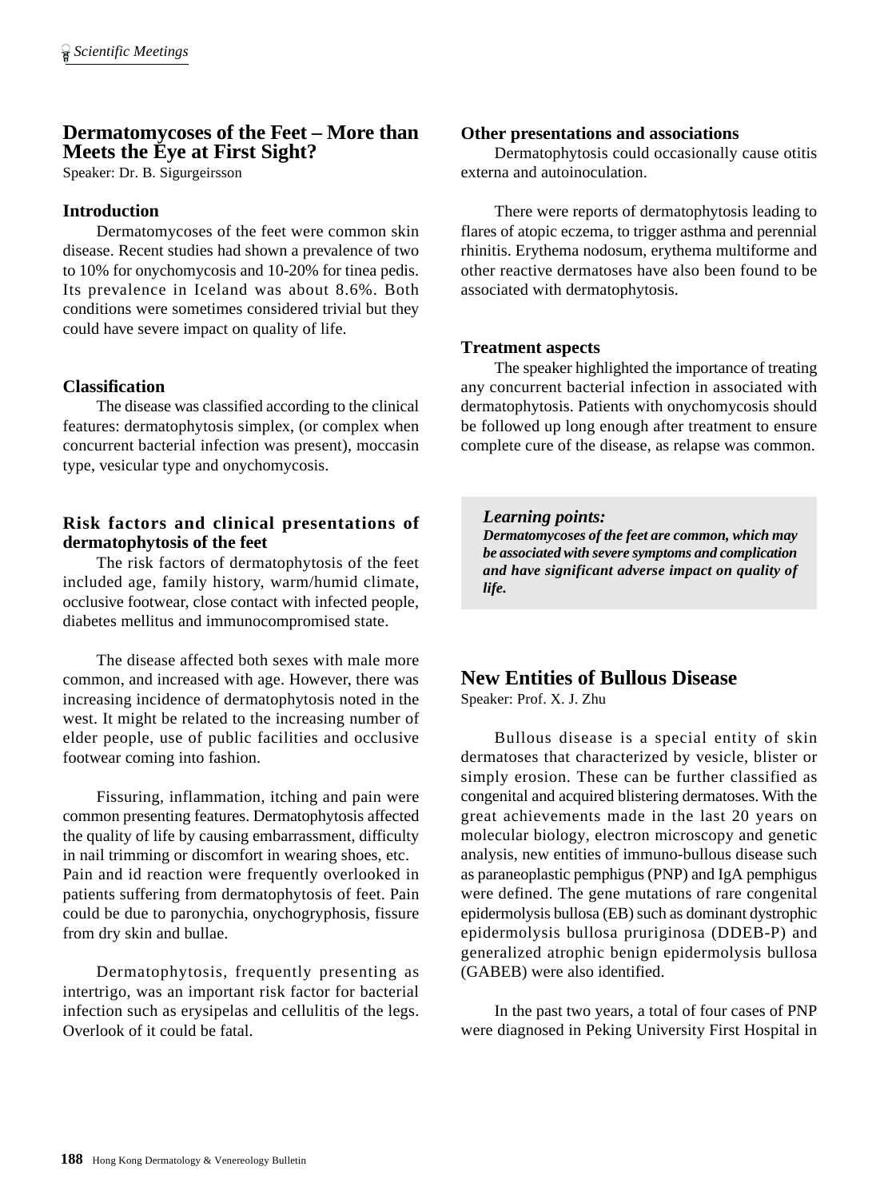## Dermatomycoses of the Feet – More than Meets the Eye at First Sight?

Speaker: Dr. B. Sigurgeirsson

### Introduction

Dermatomycoses of the feet were common skin disease. Recent studies had shown a prevalence of two to 10% for onychomycosis and 10-20% for tinea pedis. Its prevalence in Iceland was about 8.6%. Both conditions were sometimes considered trivial but they could have severe impact on quality of life.

### Classification

The disease was classified according to the clinical features: dermatophytosis simplex, (or complex when concurrent bacterial infection was present), moccasin type, vesicular type and onychomycosis.

### Risk factors and clinical presentations of dermatophytosis of the feet

The risk factors of dermatophytosis of the feet included age, family history, warm/humid climate, occlusive footwear, close contact with infected people, diabetes mellitus and immunocompromised state.

The disease affected both sexes with male more common, and increased with age. However, there was increasing incidence of dermatophytosis noted in the west. It might be related to the increasing number of elder people, use of public facilities and occlusive footwear coming into fashion.

Fissuring, inflammation, itching and pain were common presenting features. Dermatophytosis affected the quality of life by causing embarrassment, difficulty in nail trimming or discomfort in wearing shoes, etc. Pain and id reaction were frequently overlooked in patients suffering from dermatophytosis of feet. Pain could be due to paronychia, onychogryphosis, fissure from dry skin and bullae.

Dermatophytosis, frequently presenting as intertrigo, was an important risk factor for bacterial infection such as erysipelas and cellulitis of the legs. Overlook of it could be fatal.

### Other presentations and associations

Dermatophytosis could occasionally cause otitis externa and autoinoculation.

There were reports of dermatophytosis leading to flares of atopic eczema, to trigger asthma and perennial rhinitis. Erythema nodosum, erythema multiforme and other reactive dermatoses have also been found to be associated with dermatophytosis.

### Treatment aspects

The speaker highlighted the importance of treating any concurrent bacterial infection in associated with dermatophytosis. Patients with onychomycosis should be followed up long enough after treatment to ensure complete cure of the disease, as relapse was common.

> ***Learning points:***
> ***Dermatomycoses of the feet are common, which may be associated with severe symptoms and complication and have significant adverse impact on quality of life.***

## New Entities of Bullous Disease

Speaker: Prof. X. J. Zhu

Bullous disease is a special entity of skin dermatoses that characterized by vesicle, blister or simply erosion. These can be further classified as congenital and acquired blistering dermatoses. With the great achievements made in the last 20 years on molecular biology, electron microscopy and genetic analysis, new entities of immuno-bullous disease such as paraneoplastic pemphigus (PNP) and IgA pemphigus were defined. The gene mutations of rare congenital epidermolysis bullosa (EB) such as dominant dystrophic epidermolysis bullosa pruriginosa (DDEB-P) and generalized atrophic benign epidermolysis bullosa (GABEB) were also identified.

In the past two years, a total of four cases of PNP were diagnosed in Peking University First Hospital in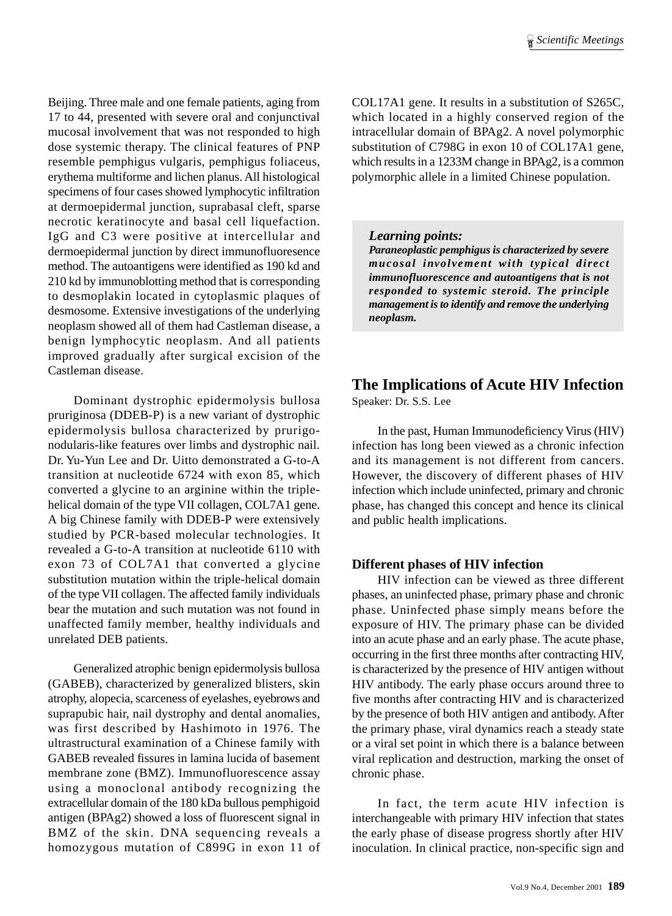Beijing. Three male and one female patients, aging from 17 to 44, presented with severe oral and conjunctival mucosal involvement that was not responded to high dose systemic therapy. The clinical features of PNP resemble pemphigus vulgaris, pemphigus foliaceus, erythema multiforme and lichen planus. All histological specimens of four cases showed lymphocytic infiltration at dermoepidermal junction, suprabasal cleft, sparse necrotic keratinocyte and basal cell liquefaction. IgG and C3 were positive at intercellular and dermoepidermal junction by direct immunofluoresence method. The autoantigens were identified as 190 kd and 210 kd by immunoblotting method that is corresponding to desmoplakin located in cytoplasmic plaques of desmosome. Extensive investigations of the underlying neoplasm showed all of them had Castleman disease, a benign lymphocytic neoplasm. And all patients improved gradually after surgical excision of the Castleman disease.

Dominant dystrophic epidermolysis bullosa pruriginosa (DDEB-P) is a new variant of dystrophic epidermolysis bullosa characterized by prurigo-nodularis-like features over limbs and dystrophic nail. Dr. Yu-Yun Lee and Dr. Uitto demonstrated a G-to-A transition at nucleotide 6724 with exon 85, which converted a glycine to an arginine within the triple-helical domain of the type VII collagen, COL7A1 gene. A big Chinese family with DDEB-P were extensively studied by PCR-based molecular technologies. It revealed a G-to-A transition at nucleotide 6110 with exon 73 of COL7A1 that converted a glycine substitution mutation within the triple-helical domain of the type VII collagen. The affected family individuals bear the mutation and such mutation was not found in unaffected family member, healthy individuals and unrelated DEB patients.

Generalized atrophic benign epidermolysis bullosa (GABEB), characterized by generalized blisters, skin atrophy, alopecia, scarceness of eyelashes, eyebrows and suprapubic hair, nail dystrophy and dental anomalies, was first described by Hashimoto in 1976. The ultrastructural examination of a Chinese family with GABEB revealed fissures in lamina lucida of basement membrane zone (BMZ). Immunofluorescence assay using a monoclonal antibody recognizing the extracellular domain of the 180 kDa bullous pemphigoid antigen (BPAg2) showed a loss of fluorescent signal in BMZ of the skin. DNA sequencing reveals a homozygous mutation of C899G in exon 11 of COL17A1 gene. It results in a substitution of S265C, which located in a highly conserved region of the intracellular domain of BPAg2. A novel polymorphic substitution of C798G in exon 10 of COL17A1 gene, which results in a 1233M change in BPAg2, is a common polymorphic allele in a limited Chinese population.

> ***Learning points:***
> ***Paraneoplastic pemphigus is characterized by severe mucosal involvement with typical direct immunofluorescence and autoantigens that is not responded to systemic steroid. The principle management is to identify and remove the underlying neoplasm.***

## The Implications of Acute HIV Infection

Speaker: Dr. S.S. Lee

In the past, Human Immunodeficiency Virus (HIV) infection has long been viewed as a chronic infection and its management is not different from cancers. However, the discovery of different phases of HIV infection which include uninfected, primary and chronic phase, has changed this concept and hence its clinical and public health implications.

### Different phases of HIV infection

HIV infection can be viewed as three different phases, an uninfected phase, primary phase and chronic phase. Uninfected phase simply means before the exposure of HIV. The primary phase can be divided into an acute phase and an early phase. The acute phase, occurring in the first three months after contracting HIV, is characterized by the presence of HIV antigen without HIV antibody. The early phase occurs around three to five months after contracting HIV and is characterized by the presence of both HIV antigen and antibody. After the primary phase, viral dynamics reach a steady state or a viral set point in which there is a balance between viral replication and destruction, marking the onset of chronic phase.

In fact, the term acute HIV infection is interchangeable with primary HIV infection that states the early phase of disease progress shortly after HIV inoculation. In clinical practice, non-specific sign and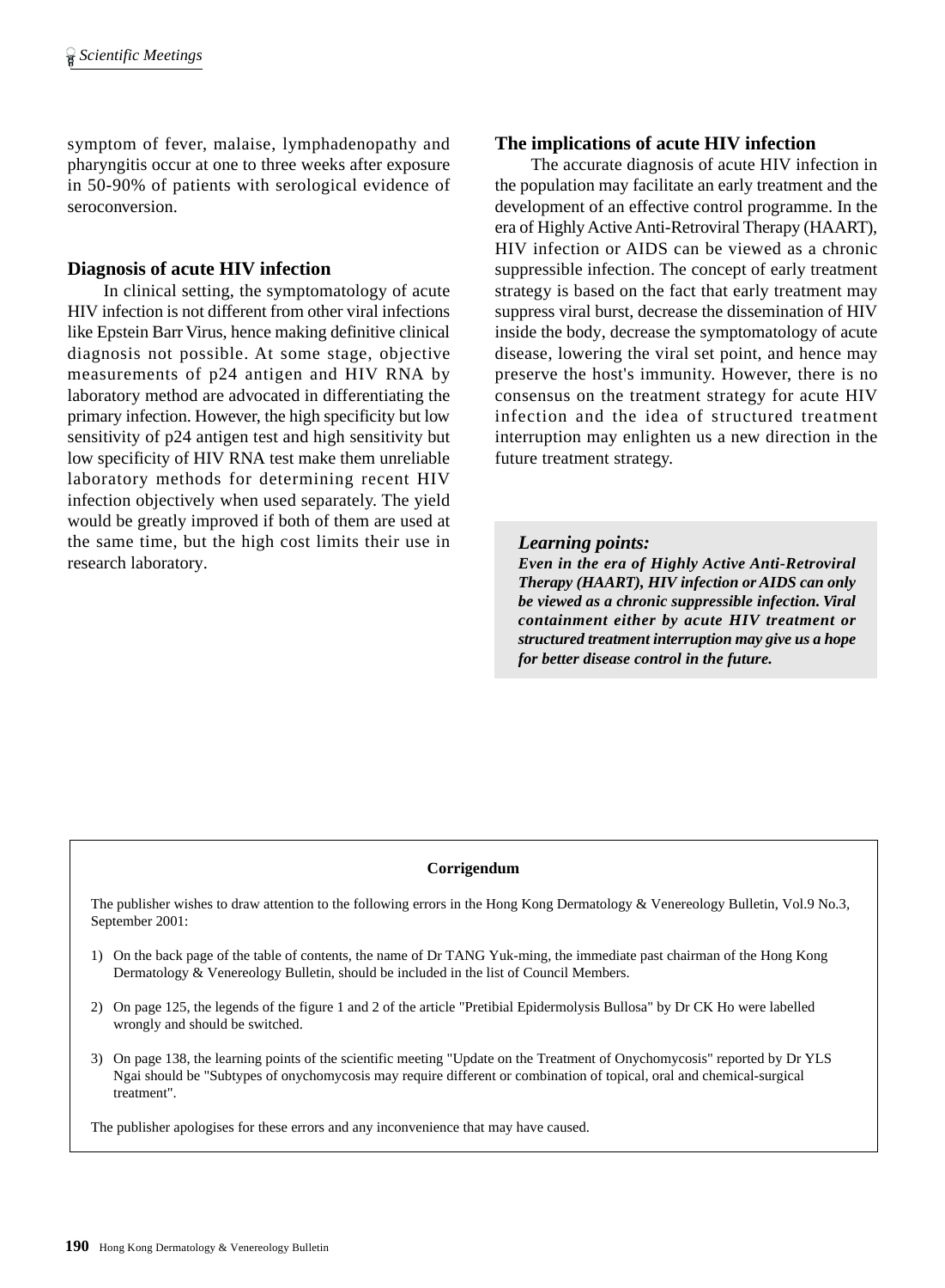symptom of fever, malaise, lymphadenopathy and pharyngitis occur at one to three weeks after exposure in 50-90% of patients with serological evidence of seroconversion.

### Diagnosis of acute HIV infection

In clinical setting, the symptomatology of acute HIV infection is not different from other viral infections like Epstein Barr Virus, hence making definitive clinical diagnosis not possible. At some stage, objective measurements of p24 antigen and HIV RNA by laboratory method are advocated in differentiating the primary infection. However, the high specificity but low sensitivity of p24 antigen test and high sensitivity but low specificity of HIV RNA test make them unreliable laboratory methods for determining recent HIV infection objectively when used separately. The yield would be greatly improved if both of them are used at the same time, but the high cost limits their use in research laboratory.

### The implications of acute HIV infection

The accurate diagnosis of acute HIV infection in the population may facilitate an early treatment and the development of an effective control programme. In the era of Highly Active Anti-Retroviral Therapy (HAART), HIV infection or AIDS can be viewed as a chronic suppressible infection. The concept of early treatment strategy is based on the fact that early treatment may suppress viral burst, decrease the dissemination of HIV inside the body, decrease the symptomatology of acute disease, lowering the viral set point, and hence may preserve the host's immunity. However, there is no consensus on the treatment strategy for acute HIV infection and the idea of structured treatment interruption may enlighten us a new direction in the future treatment strategy.

***Learning points:***

***Even in the era of Highly Active Anti-Retroviral Therapy (HAART), HIV infection or AIDS can only be viewed as a chronic suppressible infection. Viral containment either by acute HIV treatment or structured treatment interruption may give us a hope for better disease control in the future.***

**Corrigendum**

The publisher wishes to draw attention to the following errors in the Hong Kong Dermatology & Venereology Bulletin, Vol.9 No.3, September 2001:

1) On the back page of the table of contents, the name of Dr TANG Yuk-ming, the immediate past chairman of the Hong Kong Dermatology & Venereology Bulletin, should be included in the list of Council Members.

2) On page 125, the legends of the figure 1 and 2 of the article "Pretibial Epidermolysis Bullosa" by Dr CK Ho were labelled wrongly and should be switched.

3) On page 138, the learning points of the scientific meeting "Update on the Treatment of Onychomycosis" reported by Dr YLS Ngai should be "Subtypes of onychomycosis may require different or combination of topical, oral and chemical-surgical treatment".

The publisher apologises for these errors and any inconvenience that may have caused.